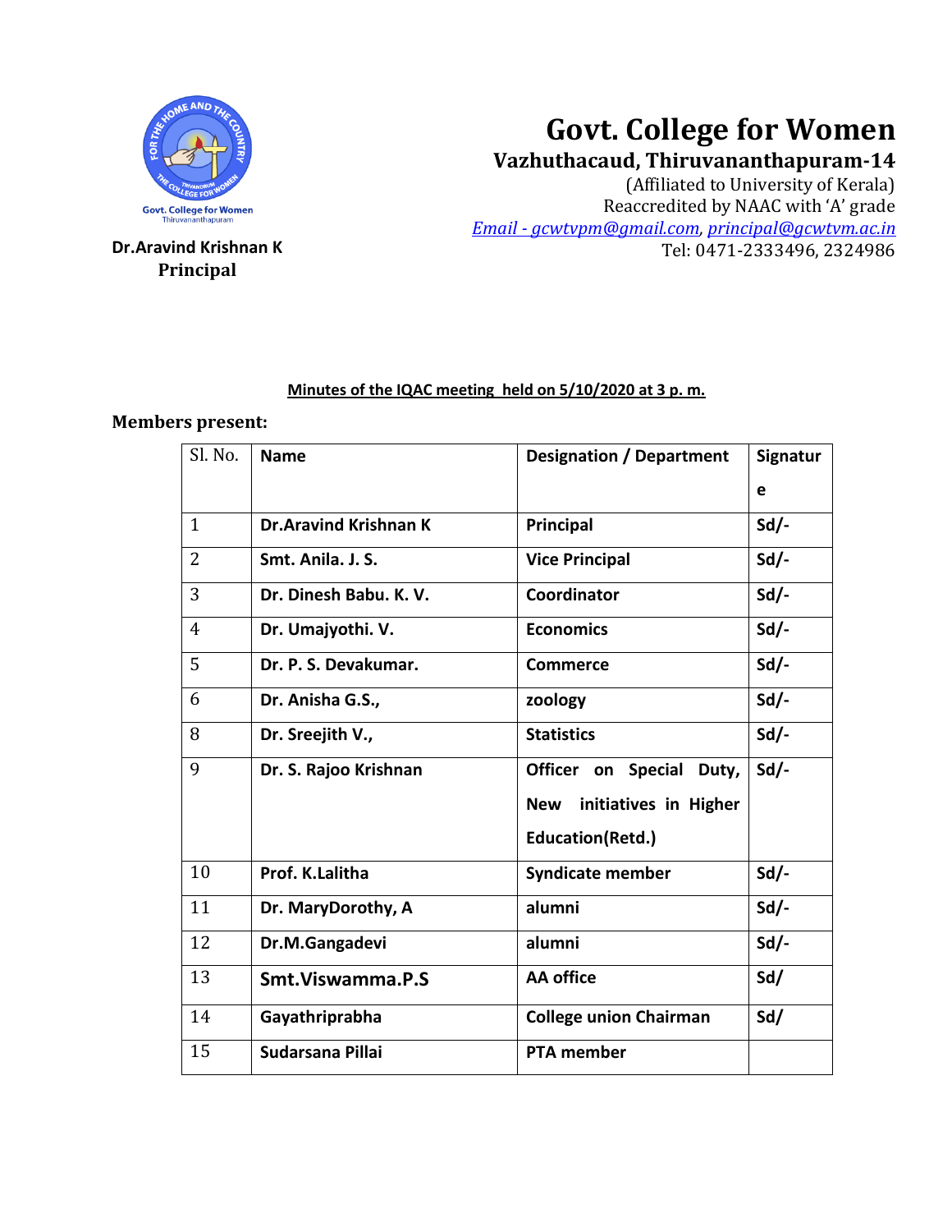# Govt. College for Women

## Vazhuthacaud, Thiruvananthapuram-14

(Affiliated to University of Kerala)
Reaccredited by NAAC with 'A' grade
*Email - gcwtvpm@gmail.com*, *principal@gcwtvm.ac.in*
Tel: 0471-2333496, 2324986

**Dr.Aravind Krishnan K**
**Principal**

**Minutes of the IQAC meeting held on 5/10/2020 at 3 p. m.**

**Members present:**

| Sl. No. | Name | Designation / Department | Signature |
|---|---|---|---|
| 1 | Dr.Aravind Krishnan K | Principal | Sd/- |
| 2 | Smt. Anila. J. S. | Vice Principal | Sd/- |
| 3 | Dr. Dinesh Babu. K. V. | Coordinator | Sd/- |
| 4 | Dr. Umajyothi. V. | Economics | Sd/- |
| 5 | Dr. P. S. Devakumar. | Commerce | Sd/- |
| 6 | Dr. Anisha G.S., | zoology | Sd/- |
| 8 | Dr. Sreejith V., | Statistics | Sd/- |
| 9 | Dr. S. Rajoo Krishnan | Officer on Special Duty, New initiatives in Higher Education(Retd.) | Sd/- |
| 10 | Prof. K.Lalitha | Syndicate member | Sd/- |
| 11 | Dr. MaryDorothy, A | alumni | Sd/- |
| 12 | Dr.M.Gangadevi | alumni | Sd/- |
| 13 | Smt.Viswamma.P.S | AA office | Sd/ |
| 14 | Gayathriprabha | College union Chairman | Sd/ |
| 15 | Sudarsana Pillai | PTA member | |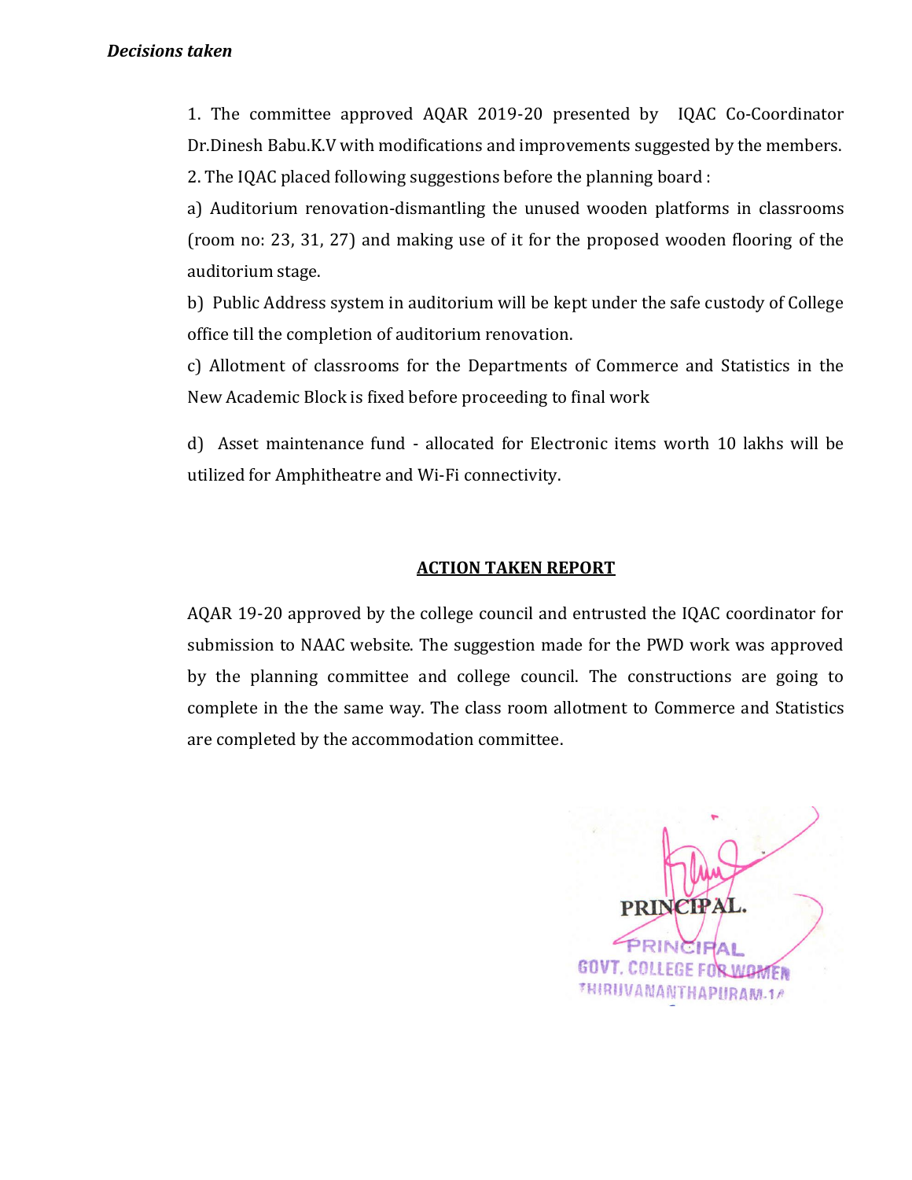***Decisions taken***

1. The committee approved AQAR 2019-20 presented by IQAC Co-Coordinator Dr.Dinesh Babu.K.V with modifications and improvements suggested by the members.

2. The IQAC placed following suggestions before the planning board :

a) Auditorium renovation-dismantling the unused wooden platforms in classrooms (room no: 23, 31, 27) and making use of it for the proposed wooden flooring of the auditorium stage.

b) Public Address system in auditorium will be kept under the safe custody of College office till the completion of auditorium renovation.

c) Allotment of classrooms for the Departments of Commerce and Statistics in the New Academic Block is fixed before proceeding to final work

d) Asset maintenance fund - allocated for Electronic items worth 10 lakhs will be utilized for Amphitheatre and Wi-Fi connectivity.

## ACTION TAKEN REPORT

AQAR 19-20 approved by the college council and entrusted the IQAC coordinator for submission to NAAC website. The suggestion made for the PWD work was approved by the planning committee and college council. The constructions are going to complete in the the same way. The class room allotment to Commerce and Statistics are completed by the accommodation committee.

PRINCIPAL.

PRINCIPAL
GOVT. COLLEGE FOR WOMEN
THIRUVANANTHAPURAM-14